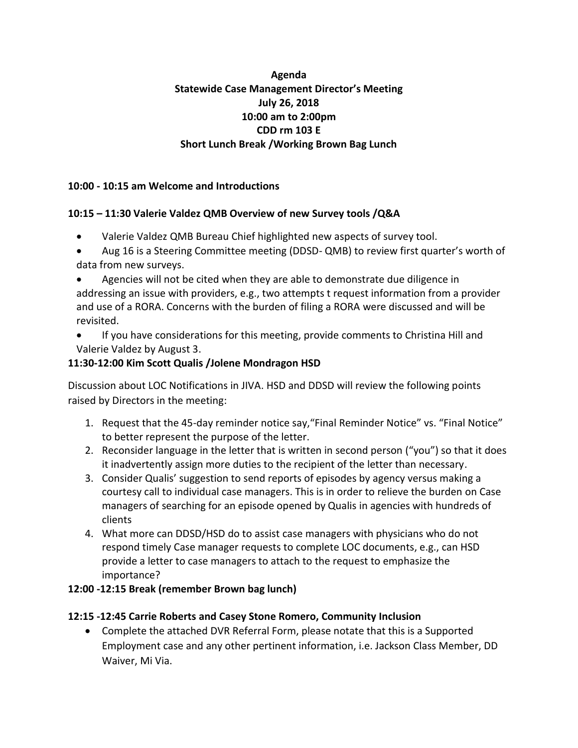**Agenda**
**Statewide Case Management Director's Meeting**
**July 26, 2018**
**10:00 am to 2:00pm**
**CDD rm 103 E**
**Short Lunch Break /Working Brown Bag Lunch**

**10:00 - 10:15 am Welcome and Introductions**

**10:15 – 11:30 Valerie Valdez QMB Overview of new Survey tools /Q&A**

- Valerie Valdez QMB Bureau Chief highlighted new aspects of survey tool.
- Aug 16 is a Steering Committee meeting (DDSD- QMB) to review first quarter's worth of data from new surveys.
- Agencies will not be cited when they are able to demonstrate due diligence in addressing an issue with providers, e.g., two attempts t request information from a provider and use of a RORA. Concerns with the burden of filing a RORA were discussed and will be revisited.
- If you have considerations for this meeting, provide comments to Christina Hill and Valerie Valdez by August 3.

**11:30-12:00 Kim Scott Qualis /Jolene Mondragon HSD**

Discussion about LOC Notifications in JIVA. HSD and DDSD will review the following points raised by Directors in the meeting:

1. Request that the 45-day reminder notice say,"Final Reminder Notice" vs. "Final Notice" to better represent the purpose of the letter.
2. Reconsider language in the letter that is written in second person ("you") so that it does it inadvertently assign more duties to the recipient of the letter than necessary.
3. Consider Qualis' suggestion to send reports of episodes by agency versus making a courtesy call to individual case managers. This is in order to relieve the burden on Case managers of searching for an episode opened by Qualis in agencies with hundreds of clients
4. What more can DDSD/HSD do to assist case managers with physicians who do not respond timely Case manager requests to complete LOC documents, e.g., can HSD provide a letter to case managers to attach to the request to emphasize the importance?

**12:00 -12:15 Break (remember Brown bag lunch)**

**12:15 -12:45 Carrie Roberts and Casey Stone Romero, Community Inclusion**

- Complete the attached DVR Referral Form, please notate that this is a Supported Employment case and any other pertinent information, i.e. Jackson Class Member, DD Waiver, Mi Via.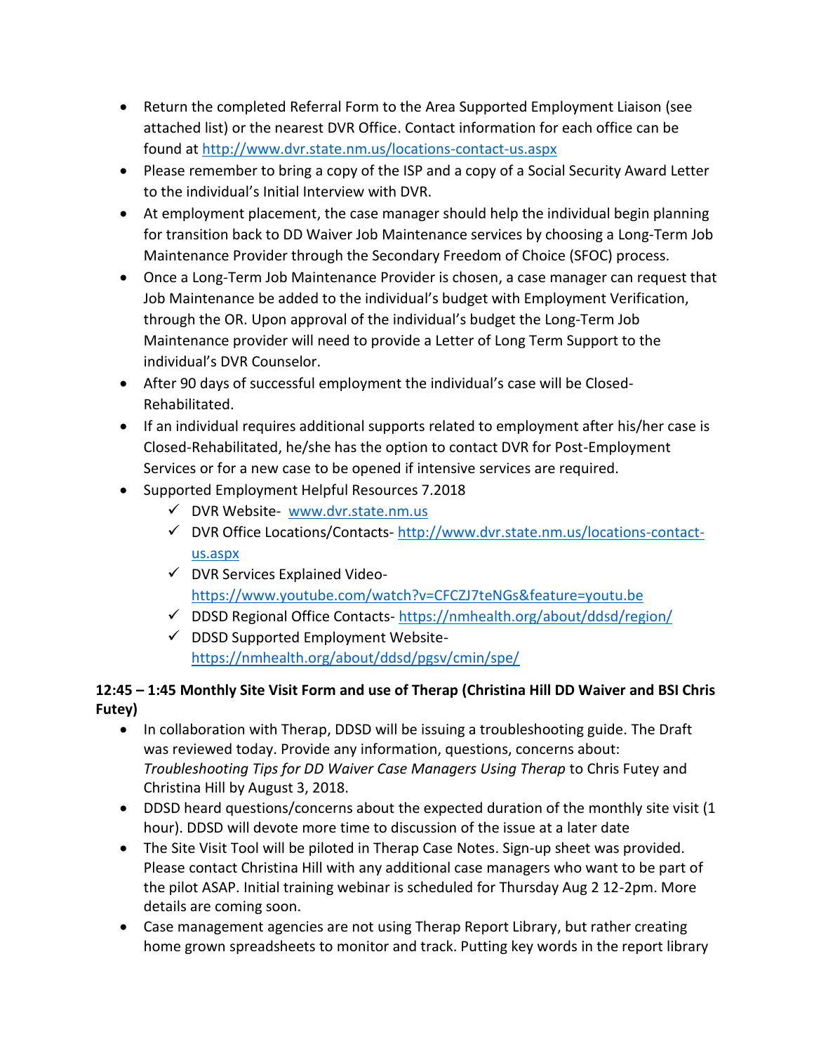- Return the completed Referral Form to the Area Supported Employment Liaison (see attached list) or the nearest DVR Office. Contact information for each office can be found at http://www.dvr.state.nm.us/locations-contact-us.aspx
- Please remember to bring a copy of the ISP and a copy of a Social Security Award Letter to the individual's Initial Interview with DVR.
- At employment placement, the case manager should help the individual begin planning for transition back to DD Waiver Job Maintenance services by choosing a Long-Term Job Maintenance Provider through the Secondary Freedom of Choice (SFOC) process.
- Once a Long-Term Job Maintenance Provider is chosen, a case manager can request that Job Maintenance be added to the individual's budget with Employment Verification, through the OR. Upon approval of the individual's budget the Long-Term Job Maintenance provider will need to provide a Letter of Long Term Support to the individual's DVR Counselor.
- After 90 days of successful employment the individual's case will be Closed-Rehabilitated.
- If an individual requires additional supports related to employment after his/her case is Closed-Rehabilitated, he/she has the option to contact DVR for Post-Employment Services or for a new case to be opened if intensive services are required.
- Supported Employment Helpful Resources 7.2018
  - ✓ DVR Website- www.dvr.state.nm.us
  - ✓ DVR Office Locations/Contacts- http://www.dvr.state.nm.us/locations-contact-us.aspx
  - ✓ DVR Services Explained Video- https://www.youtube.com/watch?v=CFCZJ7teNGs&feature=youtu.be
  - ✓ DDSD Regional Office Contacts- https://nmhealth.org/about/ddsd/region/
  - ✓ DDSD Supported Employment Website- https://nmhealth.org/about/ddsd/pgsv/cmin/spe/

**12:45 – 1:45 Monthly Site Visit Form and use of Therap (Christina Hill DD Waiver and BSI Chris Futey)**

- In collaboration with Therap, DDSD will be issuing a troubleshooting guide. The Draft was reviewed today. Provide any information, questions, concerns about: *Troubleshooting Tips for DD Waiver Case Managers Using Therap* to Chris Futey and Christina Hill by August 3, 2018.
- DDSD heard questions/concerns about the expected duration of the monthly site visit (1 hour). DDSD will devote more time to discussion of the issue at a later date
- The Site Visit Tool will be piloted in Therap Case Notes. Sign-up sheet was provided. Please contact Christina Hill with any additional case managers who want to be part of the pilot ASAP. Initial training webinar is scheduled for Thursday Aug 2 12-2pm. More details are coming soon.
- Case management agencies are not using Therap Report Library, but rather creating home grown spreadsheets to monitor and track. Putting key words in the report library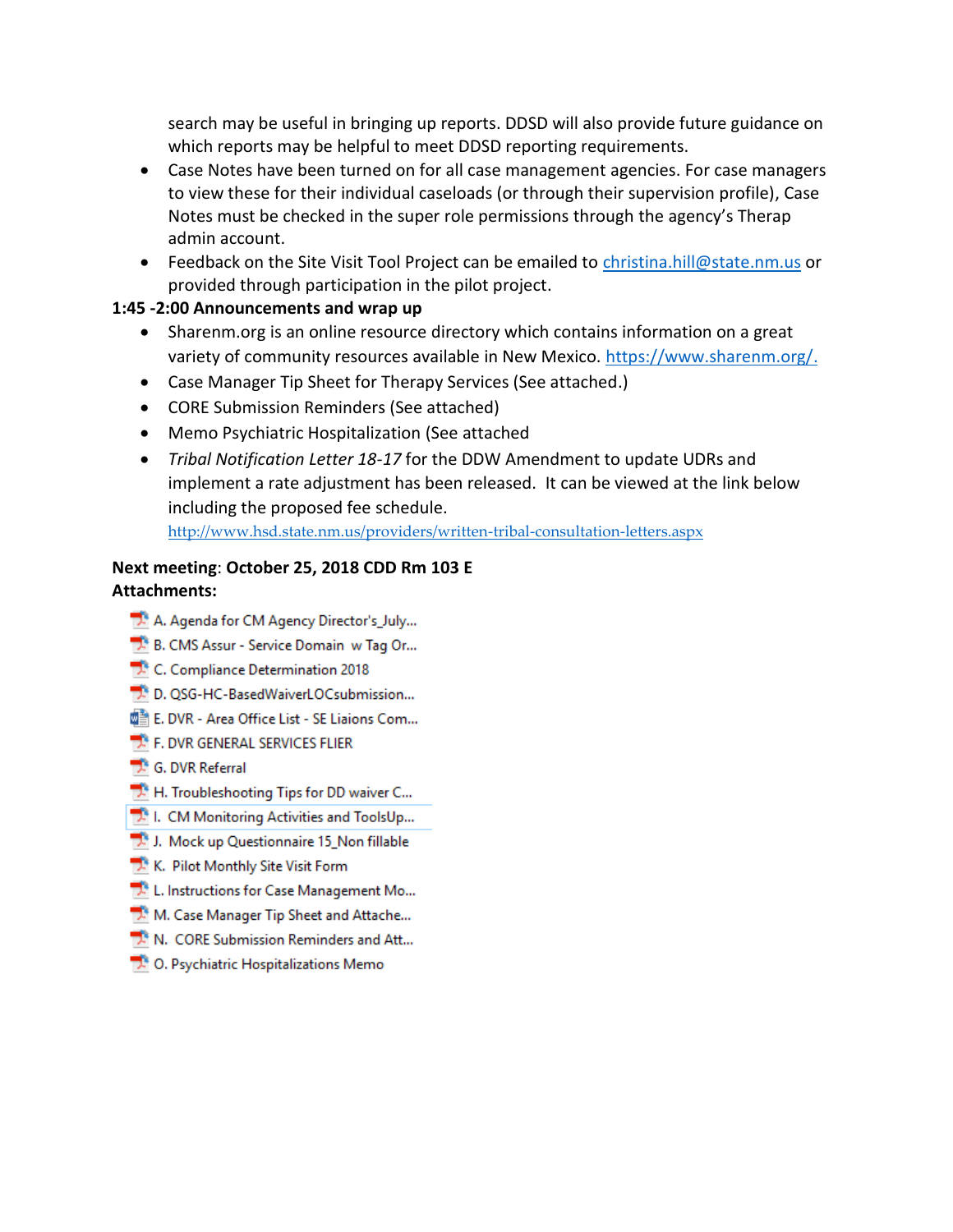search may be useful in bringing up reports. DDSD will also provide future guidance on which reports may be helpful to meet DDSD reporting requirements.

- Case Notes have been turned on for all case management agencies. For case managers to view these for their individual caseloads (or through their supervision profile), Case Notes must be checked in the super role permissions through the agency's Therap admin account.
- Feedback on the Site Visit Tool Project can be emailed to christina.hill@state.nm.us or provided through participation in the pilot project.

**1:45 -2:00 Announcements and wrap up**

- Sharenm.org is an online resource directory which contains information on a great variety of community resources available in New Mexico. https://www.sharenm.org/.
- Case Manager Tip Sheet for Therapy Services (See attached.)
- CORE Submission Reminders (See attached)
- Memo Psychiatric Hospitalization (See attached
- *Tribal Notification Letter 18-17* for the DDW Amendment to update UDRs and implement a rate adjustment has been released. It can be viewed at the link below including the proposed fee schedule.
  http://www.hsd.state.nm.us/providers/written-tribal-consultation-letters.aspx

**Next meeting**: **October 25, 2018 CDD Rm 103 E**

**Attachments:**

- A. Agenda for CM Agency Director's_July...
- B. CMS Assur - Service Domain w Tag Or...
- C. Compliance Determination 2018
- D. QSG-HC-BasedWaiverLOCsubmission...
- E. DVR - Area Office List - SE Liaions Com...
- F. DVR GENERAL SERVICES FLIER
- G. DVR Referral
- H. Troubleshooting Tips for DD waiver C...
- I. CM Monitoring Activities and ToolsUp...
- J. Mock up Questionnaire 15_Non fillable
- K. Pilot Monthly Site Visit Form
- L. Instructions for Case Management Mo...
- M. Case Manager Tip Sheet and Attache...
- N. CORE Submission Reminders and Att...
- O. Psychiatric Hospitalizations Memo